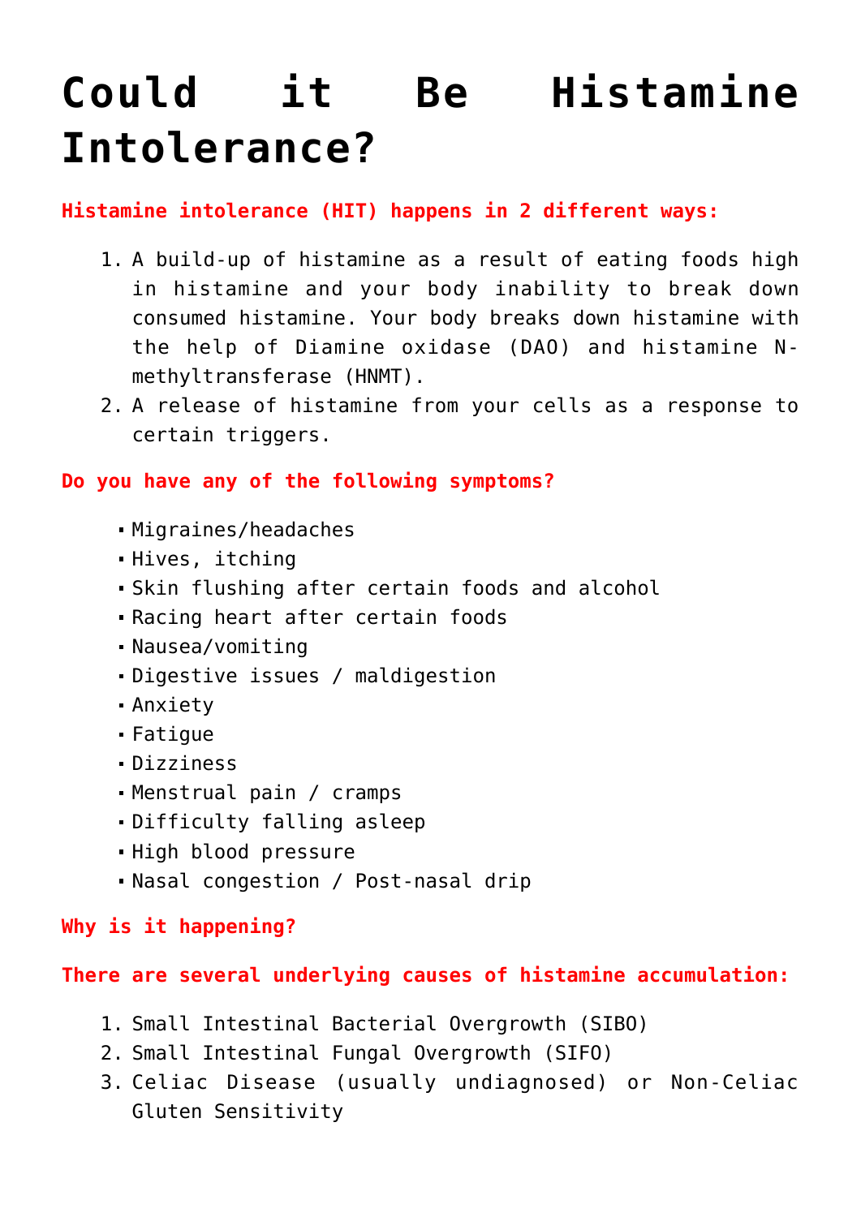# Could it Be Histamine Intolerance?

**Histamine intolerance (HIT) happens in 2 different ways:**

1. A build-up of histamine as a result of eating foods high in histamine and your body inability to break down consumed histamine. Your body breaks down histamine with the help of Diamine oxidase (DAO) and histamine N-methyltransferase (HNMT).
2. A release of histamine from your cells as a response to certain triggers.

**Do you have any of the following symptoms?**

- Migraines/headaches
- Hives, itching
- Skin flushing after certain foods and alcohol
- Racing heart after certain foods
- Nausea/vomiting
- Digestive issues / maldigestion
- Anxiety
- Fatigue
- Dizziness
- Menstrual pain / cramps
- Difficulty falling asleep
- High blood pressure
- Nasal congestion / Post-nasal drip

**Why is it happening?**

**There are several underlying causes of histamine accumulation:**

1. Small Intestinal Bacterial Overgrowth (SIBO)
2. Small Intestinal Fungal Overgrowth (SIFO)
3. Celiac Disease (usually undiagnosed) or Non-Celiac Gluten Sensitivity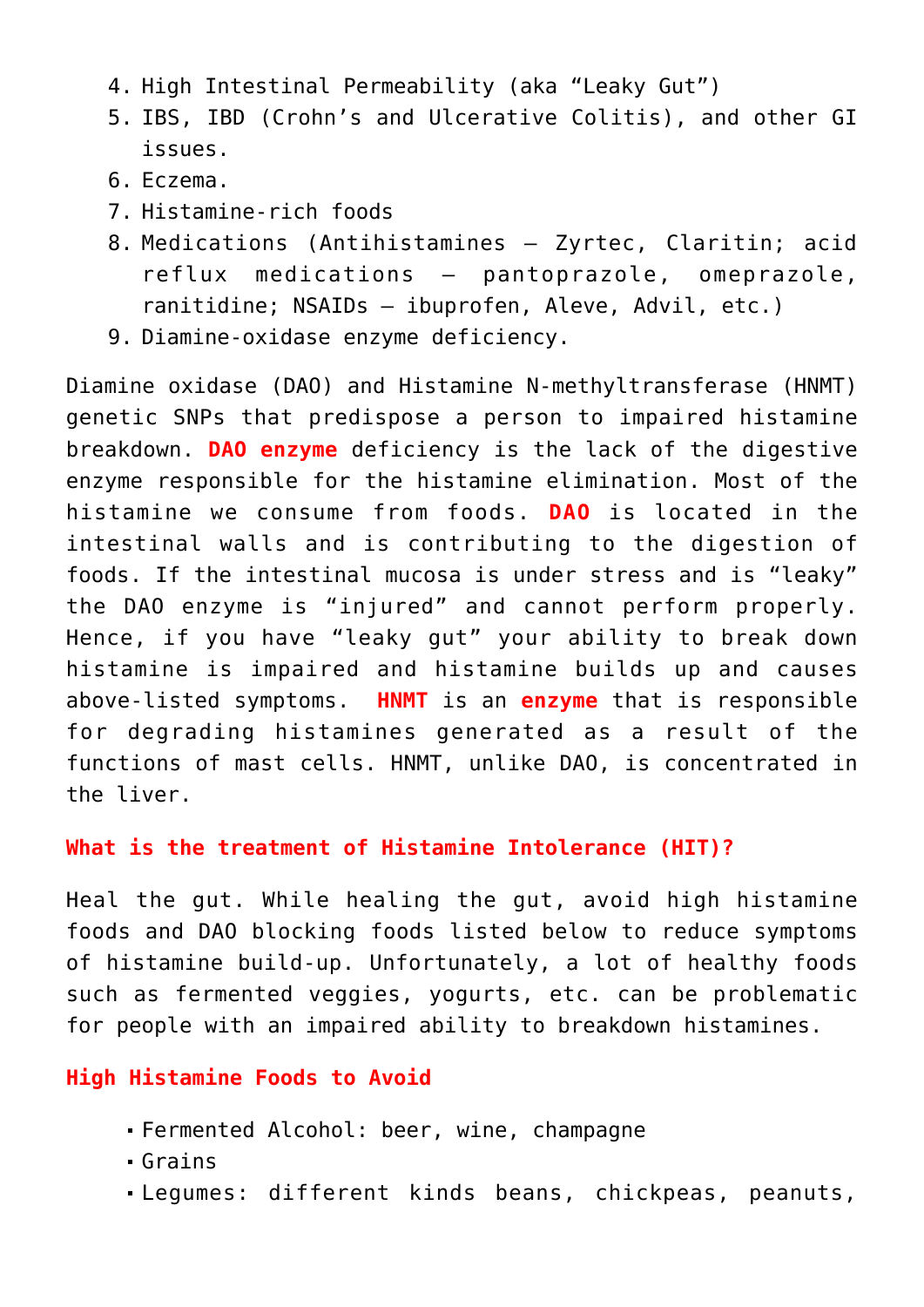4. High Intestinal Permeability (aka “Leaky Gut”)
5. IBS, IBD (Crohn’s and Ulcerative Colitis), and other GI issues.
6. Eczema.
7. Histamine-rich foods
8. Medications (Antihistamines – Zyrtec, Claritin; acid reflux medications – pantoprazole, omeprazole, ranitidine; NSAIDs – ibuprofen, Aleve, Advil, etc.)
9. Diamine-oxidase enzyme deficiency.

Diamine oxidase (DAO) and Histamine N-methyltransferase (HNMT) genetic SNPs that predispose a person to impaired histamine breakdown. **DAO enzyme** deficiency is the lack of the digestive enzyme responsible for the histamine elimination. Most of the histamine we consume from foods. **DAO** is located in the intestinal walls and is contributing to the digestion of foods. If the intestinal mucosa is under stress and is “leaky” the DAO enzyme is “injured” and cannot perform properly. Hence, if you have “leaky gut” your ability to break down histamine is impaired and histamine builds up and causes above-listed symptoms. **HNMT** is an **enzyme** that is responsible for degrading histamines generated as a result of the functions of mast cells. HNMT, unlike DAO, is concentrated in the liver.

### What is the treatment of Histamine Intolerance (HIT)?

Heal the gut. While healing the gut, avoid high histamine foods and DAO blocking foods listed below to reduce symptoms of histamine build-up. Unfortunately, a lot of healthy foods such as fermented veggies, yogurts, etc. can be problematic for people with an impaired ability to breakdown histamines.

### High Histamine Foods to Avoid

- Fermented Alcohol: beer, wine, champagne
- Grains
- Legumes: different kinds beans, chickpeas, peanuts,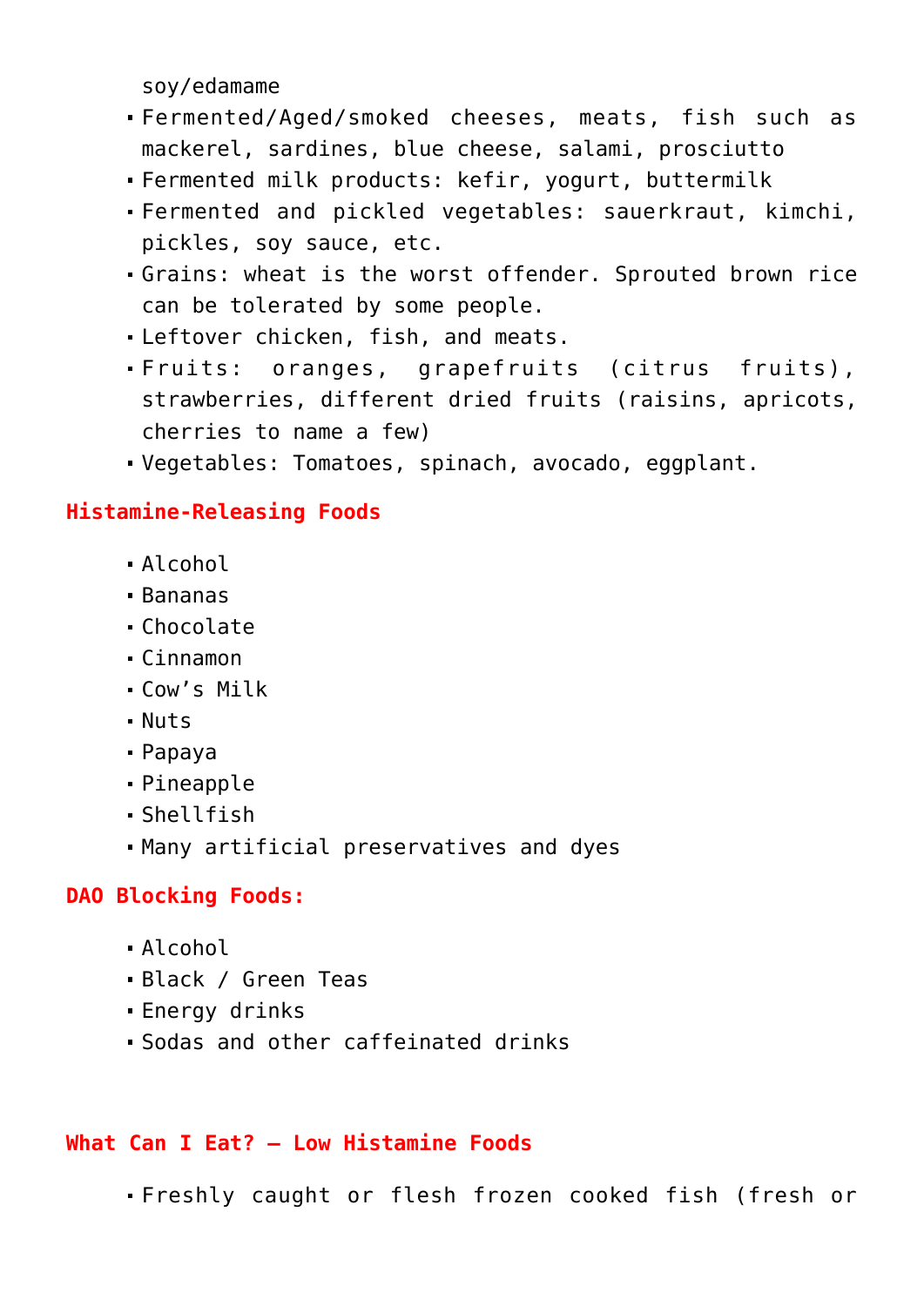soy/edamame

- Fermented/Aged/smoked cheeses, meats, fish such as mackerel, sardines, blue cheese, salami, prosciutto
- Fermented milk products: kefir, yogurt, buttermilk
- Fermented and pickled vegetables: sauerkraut, kimchi, pickles, soy sauce, etc.
- Grains: wheat is the worst offender. Sprouted brown rice can be tolerated by some people.
- Leftover chicken, fish, and meats.
- Fruits: oranges, grapefruits (citrus fruits), strawberries, different dried fruits (raisins, apricots, cherries to name a few)
- Vegetables: Tomatoes, spinach, avocado, eggplant.

### Histamine-Releasing Foods

- Alcohol
- Bananas
- Chocolate
- Cinnamon
- Cow’s Milk
- Nuts
- Papaya
- Pineapple
- Shellfish
- Many artificial preservatives and dyes

### DAO Blocking Foods:

- Alcohol
- Black / Green Teas
- Energy drinks
- Sodas and other caffeinated drinks

### What Can I Eat? – Low Histamine Foods

- Freshly caught or flesh frozen cooked fish (fresh or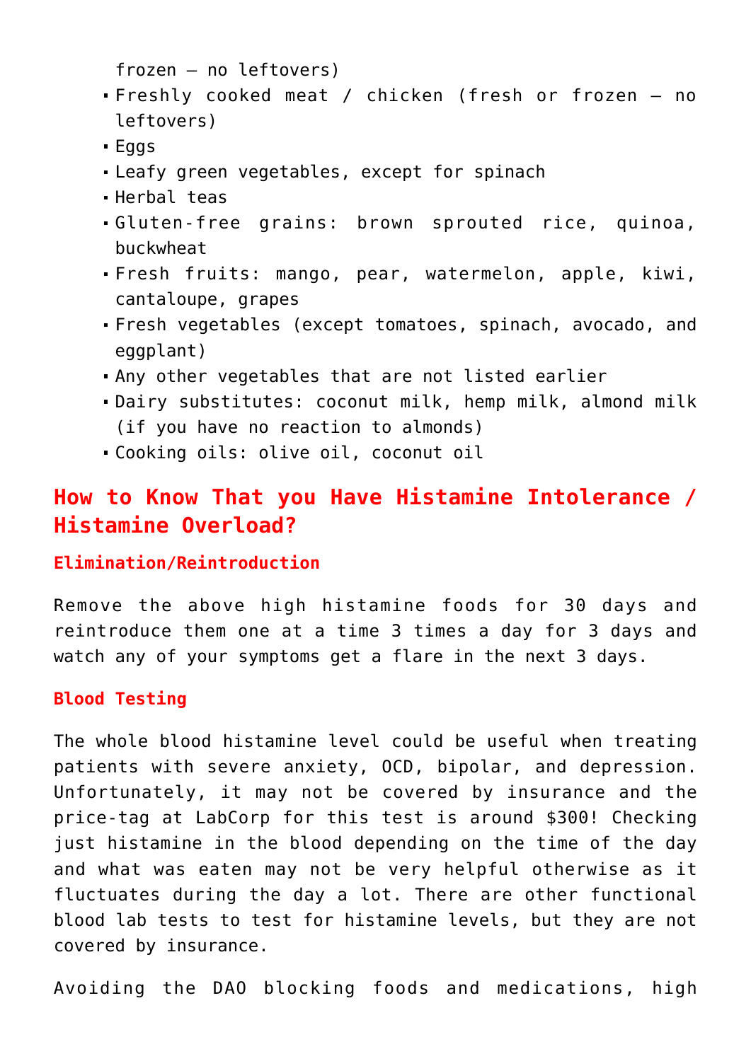frozen – no leftovers)

- Freshly cooked meat / chicken (fresh or frozen – no leftovers)
- Eggs
- Leafy green vegetables, except for spinach
- Herbal teas
- Gluten-free grains: brown sprouted rice, quinoa, buckwheat
- Fresh fruits: mango, pear, watermelon, apple, kiwi, cantaloupe, grapes
- Fresh vegetables (except tomatoes, spinach, avocado, and eggplant)
- Any other vegetables that are not listed earlier
- Dairy substitutes: coconut milk, hemp milk, almond milk (if you have no reaction to almonds)
- Cooking oils: olive oil, coconut oil

## How to Know That you Have Histamine Intolerance / Histamine Overload?

#### Elimination/Reintroduction

Remove the above high histamine foods for 30 days and reintroduce them one at a time 3 times a day for 3 days and watch any of your symptoms get a flare in the next 3 days.

#### Blood Testing

The whole blood histamine level could be useful when treating patients with severe anxiety, OCD, bipolar, and depression. Unfortunately, it may not be covered by insurance and the price-tag at LabCorp for this test is around $300! Checking just histamine in the blood depending on the time of the day and what was eaten may not be very helpful otherwise as it fluctuates during the day a lot. There are other functional blood lab tests to test for histamine levels, but they are not covered by insurance.

Avoiding the DAO blocking foods and medications, high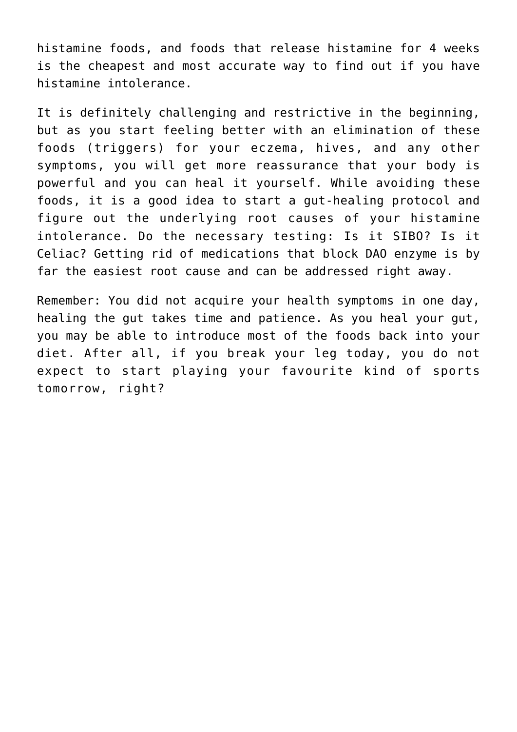histamine foods, and foods that release histamine for 4 weeks is the cheapest and most accurate way to find out if you have histamine intolerance.

It is definitely challenging and restrictive in the beginning, but as you start feeling better with an elimination of these foods (triggers) for your eczema, hives, and any other symptoms, you will get more reassurance that your body is powerful and you can heal it yourself. While avoiding these foods, it is a good idea to start a gut-healing protocol and figure out the underlying root causes of your histamine intolerance. Do the necessary testing: Is it SIBO? Is it Celiac? Getting rid of medications that block DAO enzyme is by far the easiest root cause and can be addressed right away.

Remember: You did not acquire your health symptoms in one day, healing the gut takes time and patience. As you heal your gut, you may be able to introduce most of the foods back into your diet. After all, if you break your leg today, you do not expect to start playing your favourite kind of sports tomorrow, right?